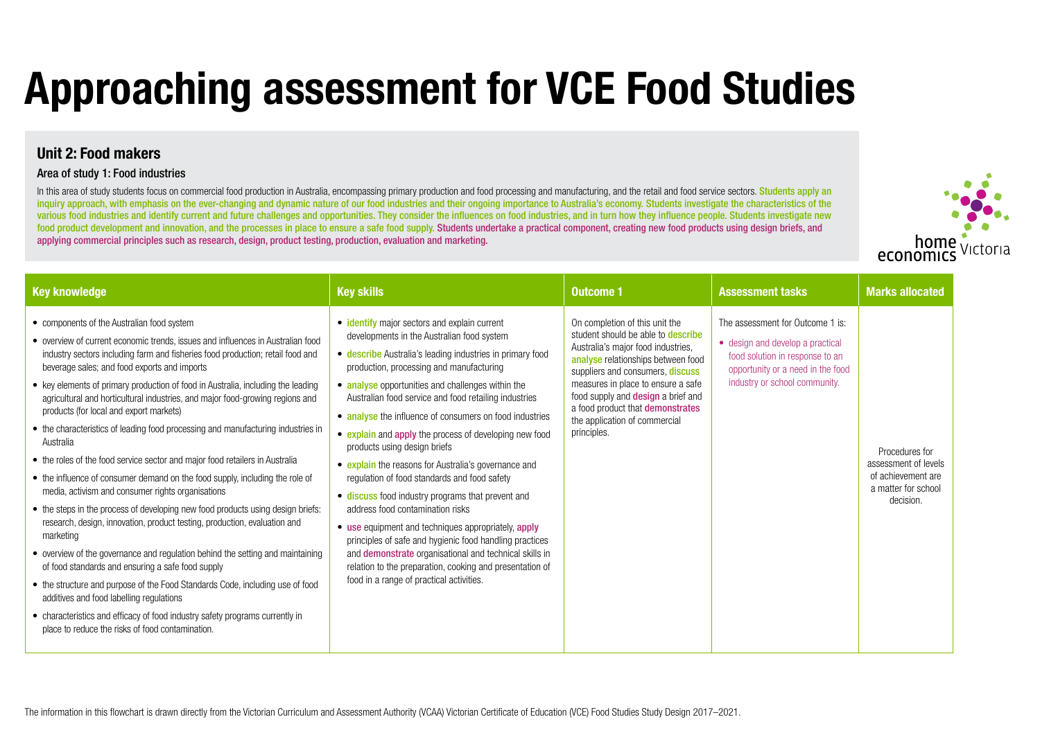# Approaching assessment for VCE Food Studies

## Unit 2: Food makers

### Area of study 1: Food industries

In this area of study students focus on commercial food production in Australia, encompassing primary production and food processing and manufacturing, and the retail and food service sectors. Students apply an inquiry approach, with emphasis on the ever-changing and dynamic nature of our food industries and their ongoing importance to Australia's economy. Students investigate the characteristics of the various food industries and identify current and future challenges and opportunities. They consider the influences on food industries, and in turn how they influence people. Students investigate new food product development and innovation, and the processes in place to ensure a safe food supply. Students undertake a practical component, creating new food products using design briefs, and applying commercial principles such as research, design, product testing, production, evaluation and marketing.

| Key knowledge | Key skills | Outcome 1 | Assessment tasks | Marks allocated |
|---|---|---|---|---|
| • components of the Australian food system<br>• overview of current economic trends, issues and influences in Australian food industry sectors including farm and fisheries food production; retail food and beverage sales; and food exports and imports<br>• key elements of primary production of food in Australia, including the leading agricultural and horticultural industries, and major food-growing regions and products (for local and export markets)<br>• the characteristics of leading food processing and manufacturing industries in Australia<br>• the roles of the food service sector and major food retailers in Australia<br>• the influence of consumer demand on the food supply, including the role of media, activism and consumer rights organisations<br>• the steps in the process of developing new food products using design briefs: research, design, innovation, product testing, production, evaluation and marketing<br>• overview of the governance and regulation behind the setting and maintaining of food standards and ensuring a safe food supply<br>• the structure and purpose of the Food Standards Code, including use of food additives and food labelling regulations<br>• characteristics and efficacy of food industry safety programs currently in place to reduce the risks of food contamination. | • identify major sectors and explain current developments in the Australian food system<br>• describe Australia's leading industries in primary food production, processing and manufacturing<br>• analyse opportunities and challenges within the Australian food service and food retailing industries<br>• analyse the influence of consumers on food industries<br>• explain and apply the process of developing new food products using design briefs<br>• explain the reasons for Australia's governance and regulation of food standards and food safety<br>• discuss food industry programs that prevent and address food contamination risks<br>• use equipment and techniques appropriately, apply principles of safe and hygienic food handling practices and demonstrate organisational and technical skills in relation to the preparation, cooking and presentation of food in a range of practical activities. | On completion of this unit the student should be able to describe Australia's major food industries, analyse relationships between food suppliers and consumers, discuss measures in place to ensure a safe food supply and design a brief and a food product that demonstrates the application of commercial principles. | The assessment for Outcome 1 is:<br>• design and develop a practical food solution in response to an opportunity or a need in the food industry or school community. | Procedures for assessment of levels of achievement are a matter for school decision. |

The information in this flowchart is drawn directly from the Victorian Curriculum and Assessment Authority (VCAA) Victorian Certificate of Education (VCE) Food Studies Study Design 2017–2021.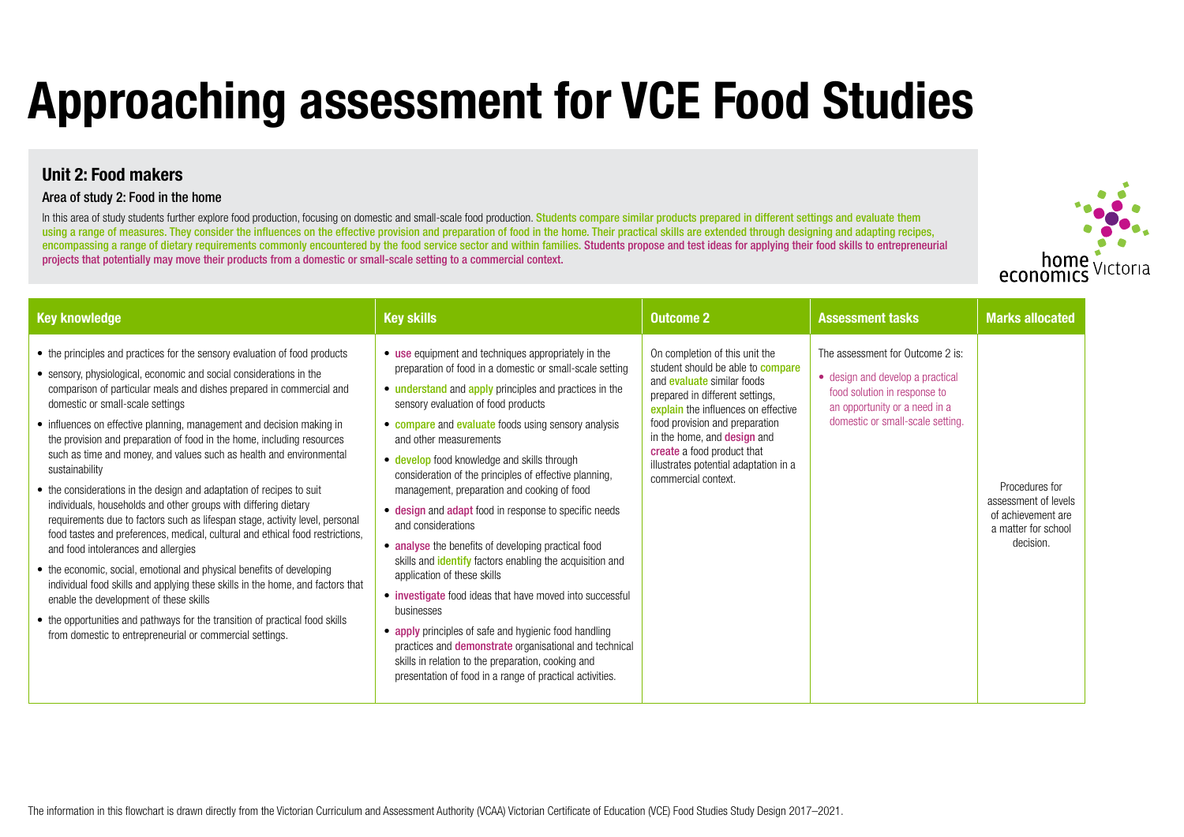# Approaching assessment for VCE Food Studies

## Unit 2: Food makers

### Area of study 2: Food in the home

In this area of study students further explore food production, focusing on domestic and small-scale food production. Students compare similar products prepared in different settings and evaluate them using a range of measures. They consider the influences on the effective provision and preparation of food in the home. Their practical skills are extended through designing and adapting recipes, encompassing a range of dietary requirements commonly encountered by the food service sector and within families. Students propose and test ideas for applying their food skills to entrepreneurial projects that potentially may move their products from a domestic or small-scale setting to a commercial context.

home economics Victoria

| Key knowledge | Key skills | Outcome 2 | Assessment tasks | Marks allocated |
|---|---|---|---|---|
| • the principles and practices for the sensory evaluation of food products<br>• sensory, physiological, economic and social considerations in the comparison of particular meals and dishes prepared in commercial and domestic or small-scale settings<br>• influences on effective planning, management and decision making in the provision and preparation of food in the home, including resources such as time and money, and values such as health and environmental sustainability<br>• the considerations in the design and adaptation of recipes to suit individuals, households and other groups with differing dietary requirements due to factors such as lifespan stage, activity level, personal food tastes and preferences, medical, cultural and ethical food restrictions, and food intolerances and allergies<br>• the economic, social, emotional and physical benefits of developing individual food skills and applying these skills in the home, and factors that enable the development of these skills<br>• the opportunities and pathways for the transition of practical food skills from domestic to entrepreneurial or commercial settings. | • use equipment and techniques appropriately in the preparation of food in a domestic or small-scale setting<br>• understand and apply principles and practices in the sensory evaluation of food products<br>• compare and evaluate foods using sensory analysis and other measurements<br>• develop food knowledge and skills through consideration of the principles of effective planning, management, preparation and cooking of food<br>• design and adapt food in response to specific needs and considerations<br>• analyse the benefits of developing practical food skills and identify factors enabling the acquisition and application of these skills<br>• investigate food ideas that have moved into successful businesses<br>• apply principles of safe and hygienic food handling practices and demonstrate organisational and technical skills in relation to the preparation, cooking and presentation of food in a range of practical activities. | On completion of this unit the student should be able to compare and evaluate similar foods prepared in different settings, explain the influences on effective food provision and preparation in the home, and design and create a food product that illustrates potential adaptation in a commercial context. | The assessment for Outcome 2 is:<br>• design and develop a practical food solution in response to an opportunity or a need in a domestic or small-scale setting. | Procedures for assessment of levels of achievement are a matter for school decision. |

The information in this flowchart is drawn directly from the Victorian Curriculum and Assessment Authority (VCAA) Victorian Certificate of Education (VCE) Food Studies Study Design 2017–2021.